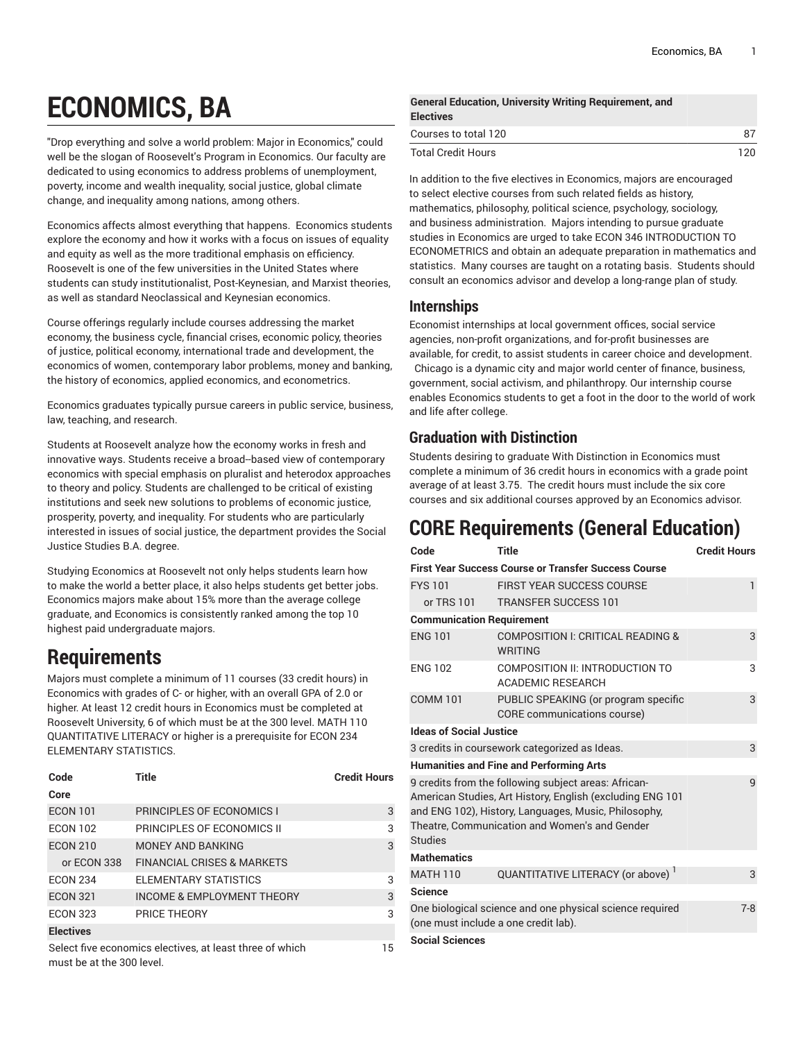# ECONOMICS, BA

"Drop everything and solve a world problem: Major in Economics," could well be the slogan of Roosevelt's Program in Economics. Our faculty are dedicated to using economics to address problems of unemployment, poverty, income and wealth inequality, social justice, global climate change, and inequality among nations, among others.

Economics affects almost everything that happens. Economics students explore the economy and how it works with a focus on issues of equality and equity as well as the more traditional emphasis on efficiency. Roosevelt is one of the few universities in the United States where students can study institutionalist, Post-Keynesian, and Marxist theories, as well as standard Neoclassical and Keynesian economics.

Course offerings regularly include courses addressing the market economy, the business cycle, financial crises, economic policy, theories of justice, political economy, international trade and development, the economics of women, contemporary labor problems, money and banking, the history of economics, applied economics, and econometrics.

Economics graduates typically pursue careers in public service, business, law, teaching, and research.

Students at Roosevelt analyze how the economy works in fresh and innovative ways. Students receive a broad--based view of contemporary economics with special emphasis on pluralist and heterodox approaches to theory and policy. Students are challenged to be critical of existing institutions and seek new solutions to problems of economic justice, prosperity, poverty, and inequality. For students who are particularly interested in issues of social justice, the department provides the Social Justice Studies B.A. degree.

Studying Economics at Roosevelt not only helps students learn how to make the world a better place, it also helps students get better jobs. Economics majors make about 15% more than the average college graduate, and Economics is consistently ranked among the top 10 highest paid undergraduate majors.

## Requirements

Majors must complete a minimum of 11 courses (33 credit hours) in Economics with grades of C- or higher, with an overall GPA of 2.0 or higher. At least 12 credit hours in Economics must be completed at Roosevelt University, 6 of which must be at the 300 level. MATH 110 QUANTITATIVE LITERACY or higher is a prerequisite for ECON 234 ELEMENTARY STATISTICS.

| Code | Title | Credit Hours |
|---|---|---|
| **Core** | | |
| ECON 101 | PRINCIPLES OF ECONOMICS I | 3 |
| ECON 102 | PRINCIPLES OF ECONOMICS II | 3 |
| ECON 210 | MONEY AND BANKING | 3 |
| or ECON 338 | FINANCIAL CRISES & MARKETS | |
| ECON 234 | ELEMENTARY STATISTICS | 3 |
| ECON 321 | INCOME & EMPLOYMENT THEORY | 3 |
| ECON 323 | PRICE THEORY | 3 |
| **Electives** | | |
| Select five economics electives, at least three of which must be at the 300 level. | | 15 |
| **General Education, University Writing Requirement, and Electives** | | |
| Courses to total 120 | | 87 |
| Total Credit Hours | | 120 |

In addition to the five electives in Economics, majors are encouraged to select elective courses from such related fields as history, mathematics, philosophy, political science, psychology, sociology, and business administration. Majors intending to pursue graduate studies in Economics are urged to take ECON 346 INTRODUCTION TO ECONOMETRICS and obtain an adequate preparation in mathematics and statistics. Many courses are taught on a rotating basis. Students should consult an economics advisor and develop a long-range plan of study.

### Internships

Economist internships at local government offices, social service agencies, non-profit organizations, and for-profit businesses are available, for credit, to assist students in career choice and development. Chicago is a dynamic city and major world center of finance, business, government, social activism, and philanthropy. Our internship course enables Economics students to get a foot in the door to the world of work and life after college.

### Graduation with Distinction

Students desiring to graduate With Distinction in Economics must complete a minimum of 36 credit hours in economics with a grade point average of at least 3.75. The credit hours must include the six core courses and six additional courses approved by an Economics advisor.

## CORE Requirements (General Education)

| Code | Title | Credit Hours |
|---|---|---|
| **First Year Success Course or Transfer Success Course** | | |
| FYS 101 | FIRST YEAR SUCCESS COURSE | 1 |
| or TRS 101 | TRANSFER SUCCESS 101 | |
| **Communication Requirement** | | |
| ENG 101 | COMPOSITION I: CRITICAL READING & WRITING | 3 |
| ENG 102 | COMPOSITION II: INTRODUCTION TO ACADEMIC RESEARCH | 3 |
| COMM 101 | PUBLIC SPEAKING (or program specific CORE communications course) | 3 |
| **Ideas of Social Justice** | | |
| 3 credits in coursework categorized as Ideas. | | 3 |
| **Humanities and Fine and Performing Arts** | | |
| 9 credits from the following subject areas: African-American Studies, Art History, English (excluding ENG 101 and ENG 102), History, Languages, Music, Philosophy, Theatre, Communication and Women's and Gender Studies | | 9 |
| **Mathematics** | | |
| MATH 110 | QUANTITATIVE LITERACY (or above) [1] | 3 |
| **Science** | | |
| One biological science and one physical science required (one must include a one credit lab). | | 7-8 |
| **Social Sciences** | | |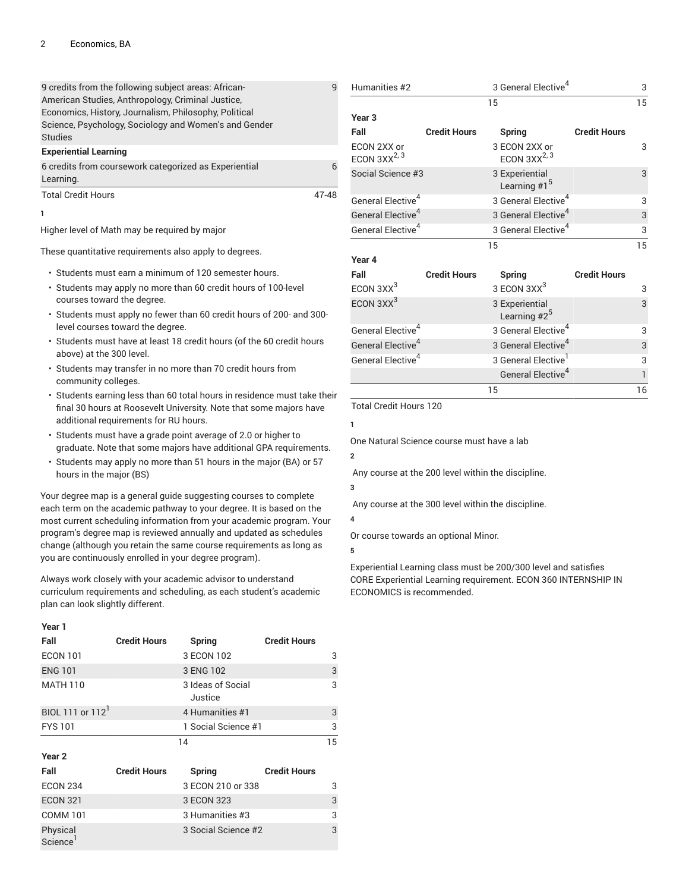| | |
|---|---|
| 9 credits from the following subject areas: African-American Studies, Anthropology, Criminal Justice, Economics, History, Journalism, Philosophy, Political Science, Psychology, Sociology and Women's and Gender Studies | 9 |
| **Experiential Learning** | |
| 6 credits from coursework categorized as Experiential Learning. | 6 |
| Total Credit Hours | 47-48 |

1

Higher level of Math may be required by major

These quantitative requirements also apply to degrees.

- Students must earn a minimum of 120 semester hours.
- Students may apply no more than 60 credit hours of 100-level courses toward the degree.
- Students must apply no fewer than 60 credit hours of 200- and 300-level courses toward the degree.
- Students must have at least 18 credit hours (of the 60 credit hours above) at the 300 level.
- Students may transfer in no more than 70 credit hours from community colleges.
- Students earning less than 60 total hours in residence must take their final 30 hours at Roosevelt University. Note that some majors have additional requirements for RU hours.
- Students must have a grade point average of 2.0 or higher to graduate. Note that some majors have additional GPA requirements.
- Students may apply no more than 51 hours in the major (BA) or 57 hours in the major (BS)

Your degree map is a general guide suggesting courses to complete each term on the academic pathway to your degree. It is based on the most current scheduling information from your academic program. Your program's degree map is reviewed annually and updated as schedules change (although you retain the same course requirements as long as you are continuously enrolled in your degree program).

Always work closely with your academic advisor to understand curriculum requirements and scheduling, as each student's academic plan can look slightly different.

| Year 1 | | | |
|---|---|---|---|
| **Fall** | **Credit Hours** | **Spring** | **Credit Hours** |
| ECON 101 | 3 | ECON 102 | 3 |
| ENG 101 | 3 | ENG 102 | 3 |
| MATH 110 | 3 | Ideas of Social Justice | 3 |
| BIOL 111 or 112[1] | 4 | Humanities #1 | 3 |
| FYS 101 | 1 | Social Science #1 | 3 |
| | 14 | | 15 |
| **Year 2** | | | |
| **Fall** | **Credit Hours** | **Spring** | **Credit Hours** |
| ECON 234 | 3 | ECON 210 or 338 | 3 |
| ECON 321 | 3 | ECON 323 | 3 |
| COMM 101 | 3 | Humanities #3 | 3 |
| Physical Science[1] | 3 | Social Science #2 | 3 |
| Humanities #2 | 3 | General Elective[4] | 3 |
| | 15 | | 15 |
| **Year 3** | | | |
| **Fall** | **Credit Hours** | **Spring** | **Credit Hours** |
| ECON 2XX or ECON 3XX[2, 3] | 3 | ECON 2XX or ECON 3XX[2, 3] | 3 |
| Social Science #3 | 3 | Experiential Learning #1[5] | 3 |
| General Elective[4] | 3 | General Elective[4] | 3 |
| General Elective[4] | 3 | General Elective[4] | 3 |
| General Elective[4] | 3 | General Elective[4] | 3 |
| | 15 | | 15 |
| **Year 4** | | | |
| **Fall** | **Credit Hours** | **Spring** | **Credit Hours** |
| ECON 3XX[3] | 3 | ECON 3XX[3] | 3 |
| ECON 3XX[3] | 3 | Experiential Learning #2[5] | 3 |
| General Elective[4] | 3 | General Elective[4] | 3 |
| General Elective[4] | 3 | General Elective[4] | 3 |
| General Elective[4] | 3 | General Elective[1] | 3 |
| | | General Elective[4] | 1 |
| | 15 | | 16 |
| Total Credit Hours 120 | | | |

1

One Natural Science course must have a lab

2

Any course at the 200 level within the discipline.

3

Any course at the 300 level within the discipline.

4

Or course towards an optional Minor.

5

Experiential Learning class must be 200/300 level and satisfies CORE Experiential Learning requirement. ECON 360 INTERNSHIP IN ECONOMICS is recommended.